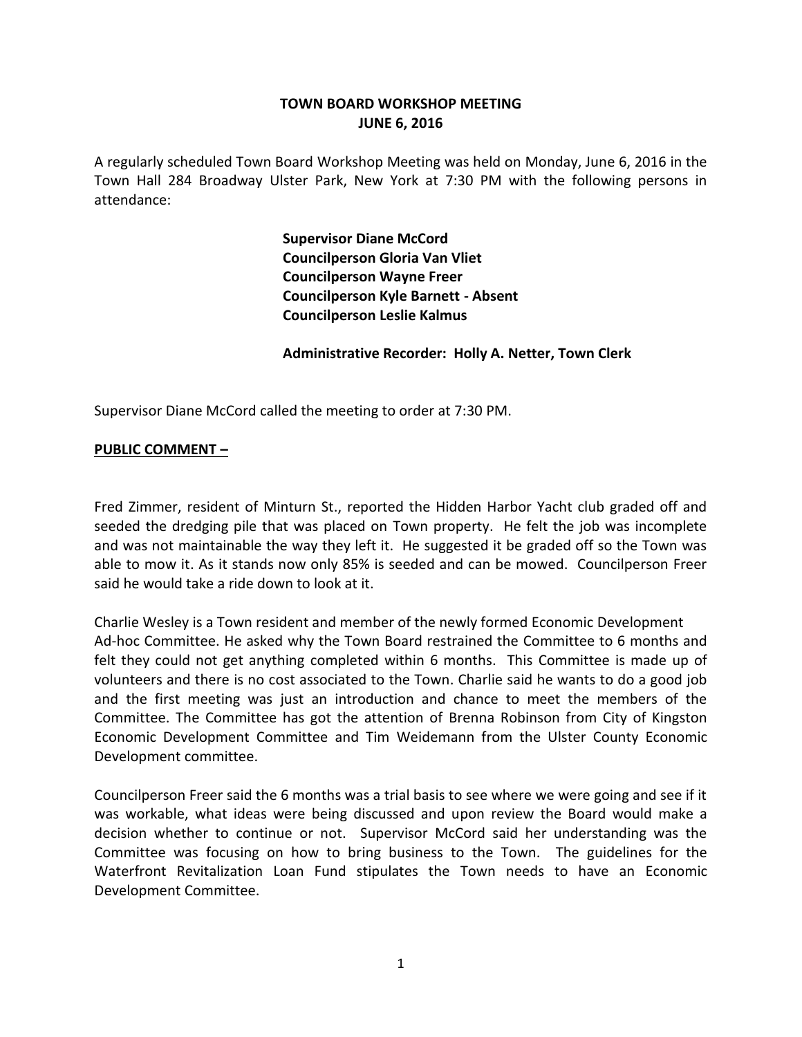**TOWN BOARD WORKSHOP MEETING**
**JUNE 6, 2016**

A regularly scheduled Town Board Workshop Meeting was held on Monday, June 6, 2016 in the Town Hall 284 Broadway Ulster Park, New York at 7:30 PM with the following persons in attendance:

**Supervisor Diane McCord**
**Councilperson Gloria Van Vliet**
**Councilperson Wayne Freer**
**Councilperson Kyle Barnett - Absent**
**Councilperson Leslie Kalmus**

**Administrative Recorder: Holly A. Netter, Town Clerk**

Supervisor Diane McCord called the meeting to order at 7:30 PM.

**PUBLIC COMMENT –**

Fred Zimmer, resident of Minturn St., reported the Hidden Harbor Yacht club graded off and seeded the dredging pile that was placed on Town property. He felt the job was incomplete and was not maintainable the way they left it. He suggested it be graded off so the Town was able to mow it. As it stands now only 85% is seeded and can be mowed. Councilperson Freer said he would take a ride down to look at it.

Charlie Wesley is a Town resident and member of the newly formed Economic Development Ad-hoc Committee. He asked why the Town Board restrained the Committee to 6 months and felt they could not get anything completed within 6 months. This Committee is made up of volunteers and there is no cost associated to the Town. Charlie said he wants to do a good job and the first meeting was just an introduction and chance to meet the members of the Committee. The Committee has got the attention of Brenna Robinson from City of Kingston Economic Development Committee and Tim Weidemann from the Ulster County Economic Development committee.

Councilperson Freer said the 6 months was a trial basis to see where we were going and see if it was workable, what ideas were being discussed and upon review the Board would make a decision whether to continue or not. Supervisor McCord said her understanding was the Committee was focusing on how to bring business to the Town. The guidelines for the Waterfront Revitalization Loan Fund stipulates the Town needs to have an Economic Development Committee.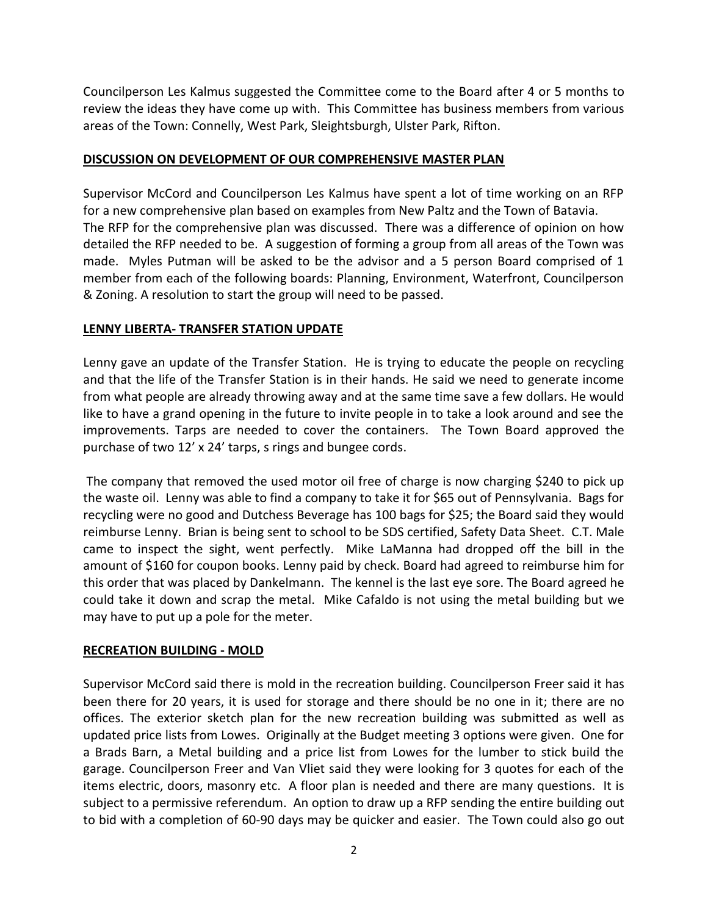Councilperson Les Kalmus suggested the Committee come to the Board after 4 or 5 months to review the ideas they have come up with. This Committee has business members from various areas of the Town: Connelly, West Park, Sleightsburgh, Ulster Park, Rifton.

## DISCUSSION ON DEVELOPMENT OF OUR COMPREHENSIVE MASTER PLAN

Supervisor McCord and Councilperson Les Kalmus have spent a lot of time working on an RFP for a new comprehensive plan based on examples from New Paltz and the Town of Batavia. The RFP for the comprehensive plan was discussed. There was a difference of opinion on how detailed the RFP needed to be. A suggestion of forming a group from all areas of the Town was made. Myles Putman will be asked to be the advisor and a 5 person Board comprised of 1 member from each of the following boards: Planning, Environment, Waterfront, Councilperson & Zoning. A resolution to start the group will need to be passed.

## LENNY LIBERTA- TRANSFER STATION UPDATE

Lenny gave an update of the Transfer Station. He is trying to educate the people on recycling and that the life of the Transfer Station is in their hands. He said we need to generate income from what people are already throwing away and at the same time save a few dollars. He would like to have a grand opening in the future to invite people in to take a look around and see the improvements. Tarps are needed to cover the containers. The Town Board approved the purchase of two 12' x 24' tarps, s rings and bungee cords.

The company that removed the used motor oil free of charge is now charging $240 to pick up the waste oil. Lenny was able to find a company to take it for $65 out of Pennsylvania. Bags for recycling were no good and Dutchess Beverage has 100 bags for $25; the Board said they would reimburse Lenny. Brian is being sent to school to be SDS certified, Safety Data Sheet. C.T. Male came to inspect the sight, went perfectly. Mike LaManna had dropped off the bill in the amount of $160 for coupon books. Lenny paid by check. Board had agreed to reimburse him for this order that was placed by Dankelmann. The kennel is the last eye sore. The Board agreed he could take it down and scrap the metal. Mike Cafaldo is not using the metal building but we may have to put up a pole for the meter.

## RECREATION BUILDING - MOLD

Supervisor McCord said there is mold in the recreation building. Councilperson Freer said it has been there for 20 years, it is used for storage and there should be no one in it; there are no offices. The exterior sketch plan for the new recreation building was submitted as well as updated price lists from Lowes. Originally at the Budget meeting 3 options were given. One for a Brads Barn, a Metal building and a price list from Lowes for the lumber to stick build the garage. Councilperson Freer and Van Vliet said they were looking for 3 quotes for each of the items electric, doors, masonry etc. A floor plan is needed and there are many questions. It is subject to a permissive referendum. An option to draw up a RFP sending the entire building out to bid with a completion of 60-90 days may be quicker and easier. The Town could also go out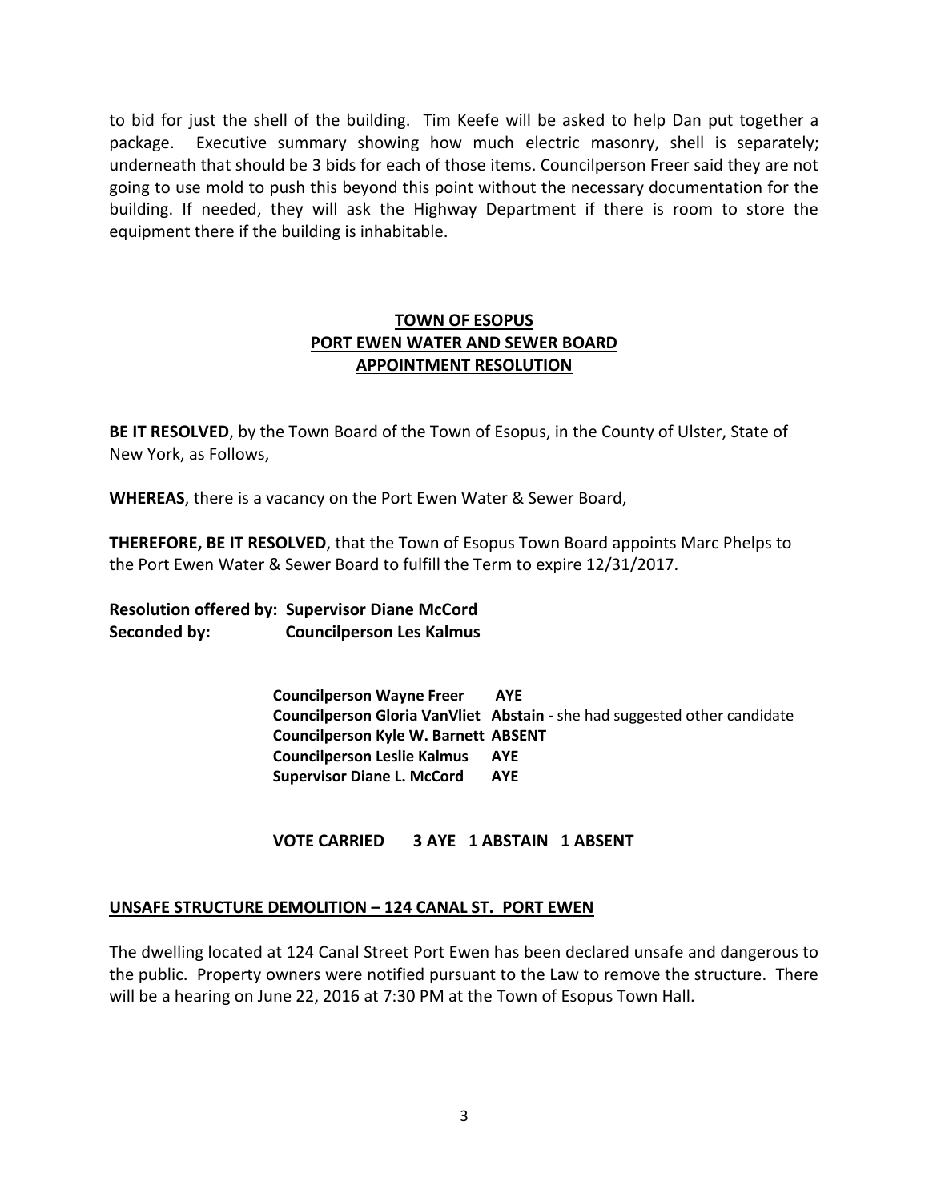to bid for just the shell of the building. Tim Keefe will be asked to help Dan put together a package. Executive summary showing how much electric masonry, shell is separately; underneath that should be 3 bids for each of those items. Councilperson Freer said they are not going to use mold to push this beyond this point without the necessary documentation for the building. If needed, they will ask the Highway Department if there is room to store the equipment there if the building is inhabitable.

## TOWN OF ESOPUS
## PORT EWEN WATER AND SEWER BOARD
## APPOINTMENT RESOLUTION

**BE IT RESOLVED**, by the Town Board of the Town of Esopus, in the County of Ulster, State of New York, as Follows,

**WHEREAS**, there is a vacancy on the Port Ewen Water & Sewer Board,

**THEREFORE, BE IT RESOLVED**, that the Town of Esopus Town Board appoints Marc Phelps to the Port Ewen Water & Sewer Board to fulfill the Term to expire 12/31/2017.

**Resolution offered by: Supervisor Diane McCord**
**Seconded by: Councilperson Les Kalmus**

**Councilperson Wayne Freer AYE**
**Councilperson Gloria VanVliet Abstain -** she had suggested other candidate
**Councilperson Kyle W. Barnett ABSENT**
**Councilperson Leslie Kalmus AYE**
**Supervisor Diane L. McCord AYE**

**VOTE CARRIED 3 AYE 1 ABSTAIN 1 ABSENT**

**UNSAFE STRUCTURE DEMOLITION – 124 CANAL ST. PORT EWEN**

The dwelling located at 124 Canal Street Port Ewen has been declared unsafe and dangerous to the public. Property owners were notified pursuant to the Law to remove the structure. There will be a hearing on June 22, 2016 at 7:30 PM at the Town of Esopus Town Hall.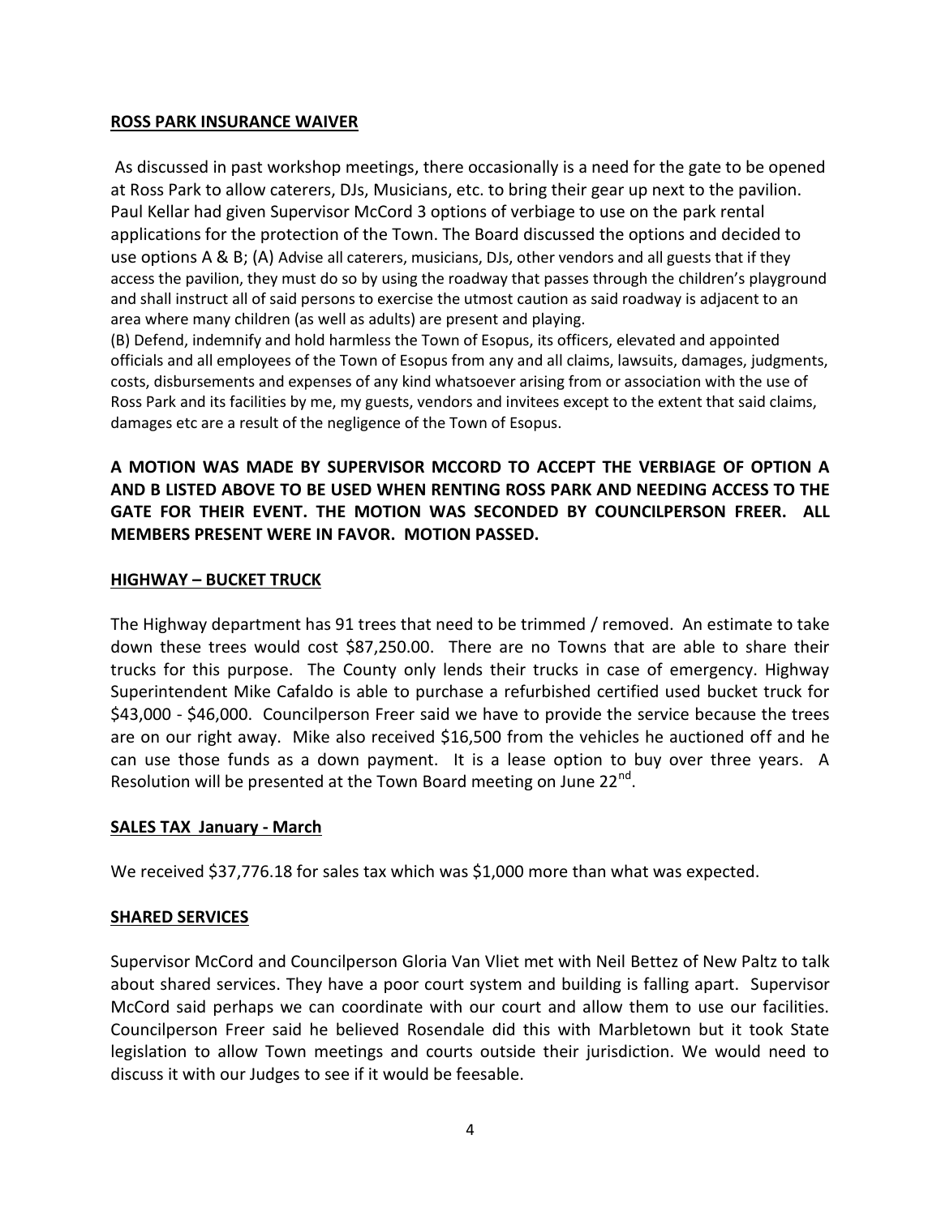**ROSS PARK INSURANCE WAIVER**

As discussed in past workshop meetings, there occasionally is a need for the gate to be opened at Ross Park to allow caterers, DJs, Musicians, etc. to bring their gear up next to the pavilion. Paul Kellar had given Supervisor McCord 3 options of verbiage to use on the park rental applications for the protection of the Town. The Board discussed the options and decided to use options A & B; (A) Advise all caterers, musicians, DJs, other vendors and all guests that if they access the pavilion, they must do so by using the roadway that passes through the children's playground and shall instruct all of said persons to exercise the utmost caution as said roadway is adjacent to an area where many children (as well as adults) are present and playing.

(B) Defend, indemnify and hold harmless the Town of Esopus, its officers, elevated and appointed officials and all employees of the Town of Esopus from any and all claims, lawsuits, damages, judgments, costs, disbursements and expenses of any kind whatsoever arising from or association with the use of Ross Park and its facilities by me, my guests, vendors and invitees except to the extent that said claims, damages etc are a result of the negligence of the Town of Esopus.

**A MOTION WAS MADE BY SUPERVISOR MCCORD TO ACCEPT THE VERBIAGE OF OPTION A AND B LISTED ABOVE TO BE USED WHEN RENTING ROSS PARK AND NEEDING ACCESS TO THE GATE FOR THEIR EVENT. THE MOTION WAS SECONDED BY COUNCILPERSON FREER. ALL MEMBERS PRESENT WERE IN FAVOR. MOTION PASSED.**

**HIGHWAY – BUCKET TRUCK**

The Highway department has 91 trees that need to be trimmed / removed. An estimate to take down these trees would cost $87,250.00. There are no Towns that are able to share their trucks for this purpose. The County only lends their trucks in case of emergency. Highway Superintendent Mike Cafaldo is able to purchase a refurbished certified used bucket truck for $43,000 - $46,000. Councilperson Freer said we have to provide the service because the trees are on our right away. Mike also received $16,500 from the vehicles he auctioned off and he can use those funds as a down payment. It is a lease option to buy over three years. A Resolution will be presented at the Town Board meeting on June 22nd.

**SALES TAX January - March**

We received $37,776.18 for sales tax which was $1,000 more than what was expected.

**SHARED SERVICES**

Supervisor McCord and Councilperson Gloria Van Vliet met with Neil Bettez of New Paltz to talk about shared services. They have a poor court system and building is falling apart. Supervisor McCord said perhaps we can coordinate with our court and allow them to use our facilities. Councilperson Freer said he believed Rosendale did this with Marbletown but it took State legislation to allow Town meetings and courts outside their jurisdiction. We would need to discuss it with our Judges to see if it would be feesable.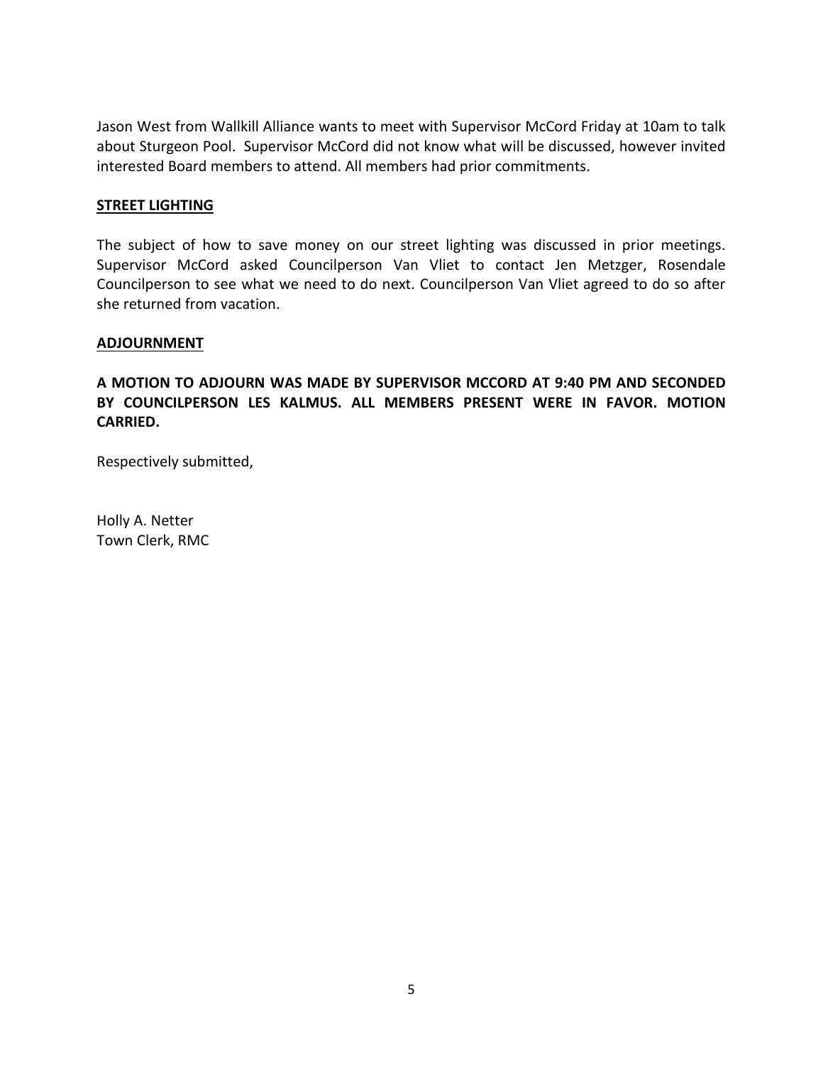Jason West from Wallkill Alliance wants to meet with Supervisor McCord Friday at 10am to talk about Sturgeon Pool. Supervisor McCord did not know what will be discussed, however invited interested Board members to attend. All members had prior commitments.

**STREET LIGHTING**

The subject of how to save money on our street lighting was discussed in prior meetings. Supervisor McCord asked Councilperson Van Vliet to contact Jen Metzger, Rosendale Councilperson to see what we need to do next. Councilperson Van Vliet agreed to do so after she returned from vacation.

**ADJOURNMENT**

**A MOTION TO ADJOURN WAS MADE BY SUPERVISOR MCCORD AT 9:40 PM AND SECONDED BY COUNCILPERSON LES KALMUS. ALL MEMBERS PRESENT WERE IN FAVOR. MOTION CARRIED.**

Respectively submitted,

Holly A. Netter
Town Clerk, RMC